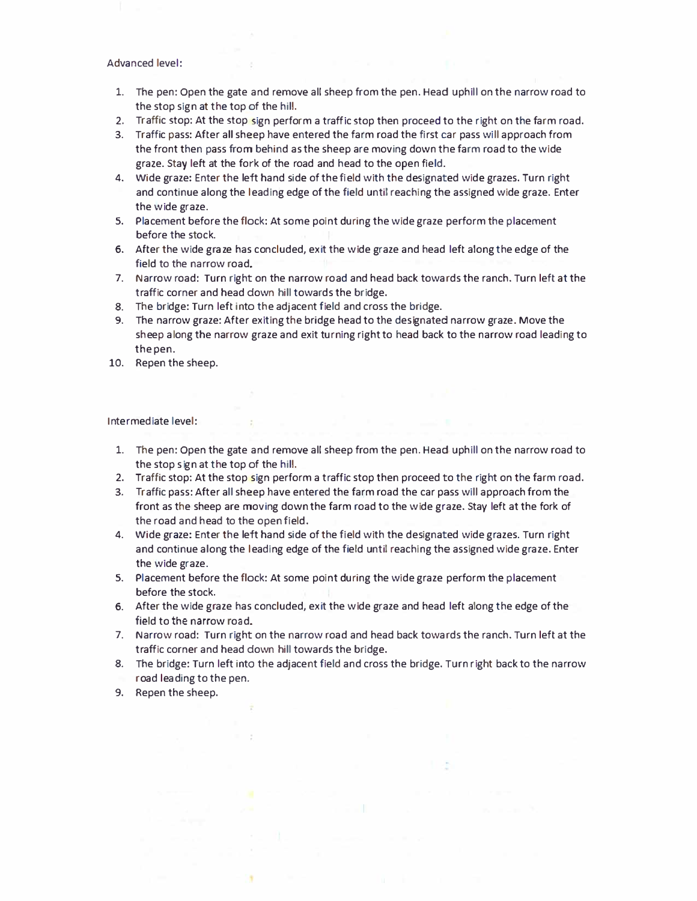Advanced level:

1. The pen: Open the gate and remove all sheep from the pen. Head uphill on the narrow road to the stop sign at the top of the hill.
2. Traffic stop: At the stop sign perform a traffic stop then proceed to the right on the farm road.
3. Traffic pass: After all sheep have entered the farm road the first car pass will approach from the front then pass from behind as the sheep are moving down the farm road to the wide graze. Stay left at the fork of the road and head to the open field.
4. Wide graze: Enter the left hand side of the field with the designated wide grazes. Turn right and continue along the leading edge of the field until reaching the assigned wide graze. Enter the wide graze.
5. Placement before the flock: At some point during the wide graze perform the placement before the stock.
6. After the wide graze has concluded, exit the wide graze and head left along the edge of the field to the narrow road.
7. Narrow road: Turn right on the narrow road and head back towards the ranch. Turn left at the traffic corner and head down hill towards the bridge.
8. The bridge: Turn left into the adjacent field and cross the bridge.
9. The narrow graze: After exiting the bridge head to the designated narrow graze. Move the sheep along the narrow graze and exit turning right to head back to the narrow road leading to the pen.
10. Repen the sheep.

Intermediate level:

1. The pen: Open the gate and remove all sheep from the pen. Head uphill on the narrow road to the stop sign at the top of the hill.
2. Traffic stop: At the stop sign perform a traffic stop then proceed to the right on the farm road.
3. Traffic pass: After all sheep have entered the farm road the car pass will approach from the front as the sheep are moving down the farm road to the wide graze. Stay left at the fork of the road and head to the open field.
4. Wide graze: Enter the left hand side of the field with the designated wide grazes. Turn right and continue along the leading edge of the field until reaching the assigned wide graze. Enter the wide graze.
5. Placement before the flock: At some point during the wide graze perform the placement before the stock.
6. After the wide graze has concluded, exit the wide graze and head left along the edge of the field to the narrow road.
7. Narrow road: Turn right on the narrow road and head back towards the ranch. Turn left at the traffic corner and head down hill towards the bridge.
8. The bridge: Turn left into the adjacent field and cross the bridge. Turn right back to the narrow road leading to the pen.
9. Repen the sheep.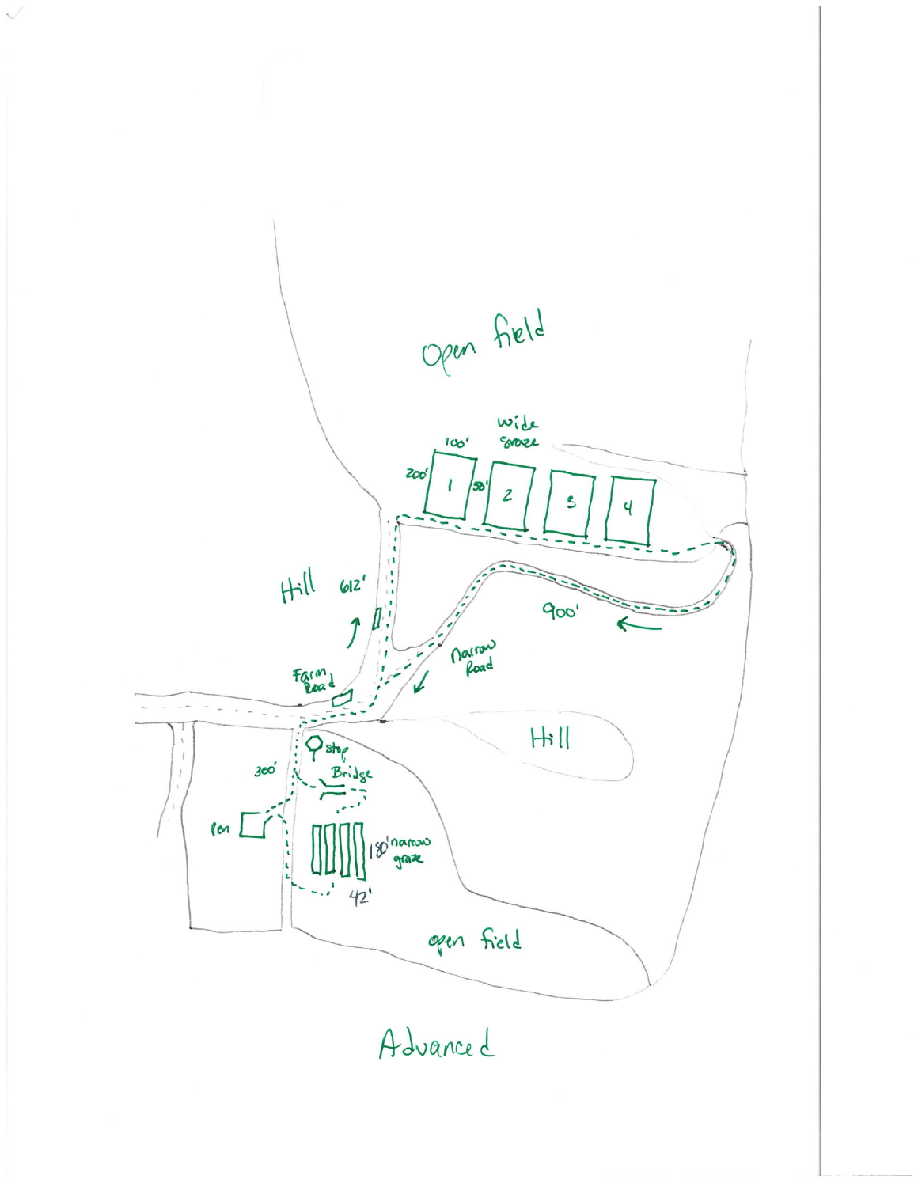Open field

wide graze

100'

200'

1

50'

2

3

4

Hill 612'

900'

Narrow Road

Farm Road

Hill

Stop

300'

Bridge

Pen

180' narrow graze

42'

open field

Advanced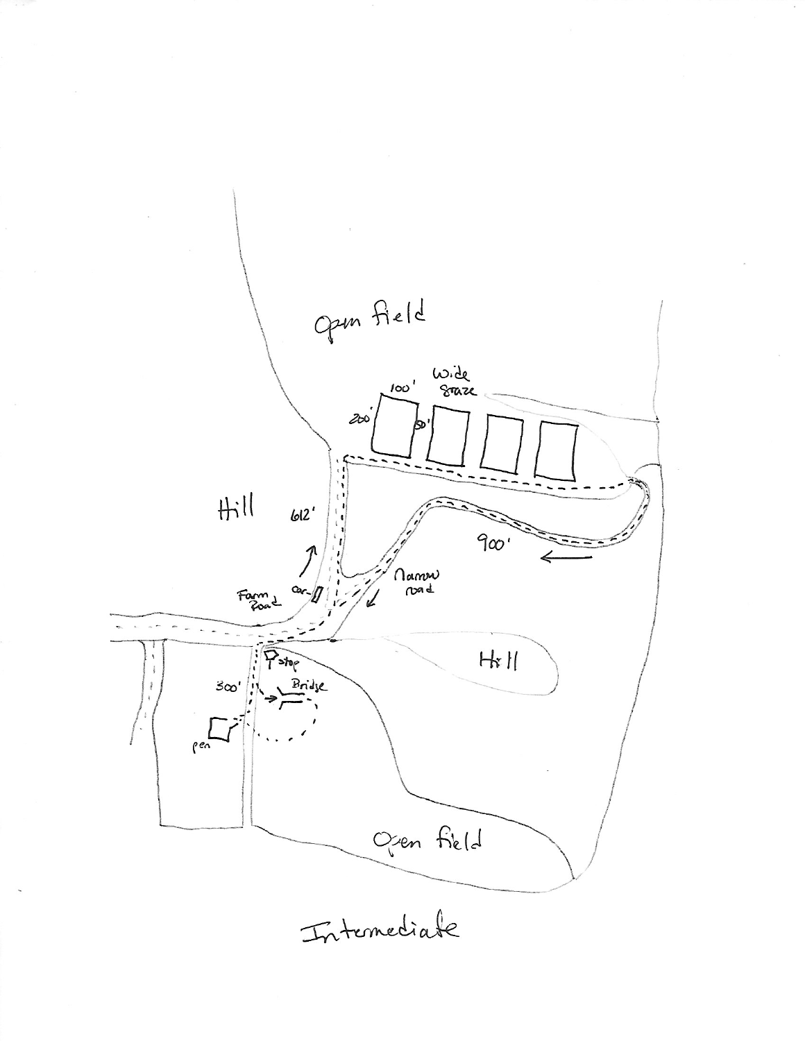Open field

Wide graze

100'

200'

50'

Hill

612'

900'

Narrow road

Farm Road

car

Hill

stop

Bridge

300'

pen

Open field

Intermediate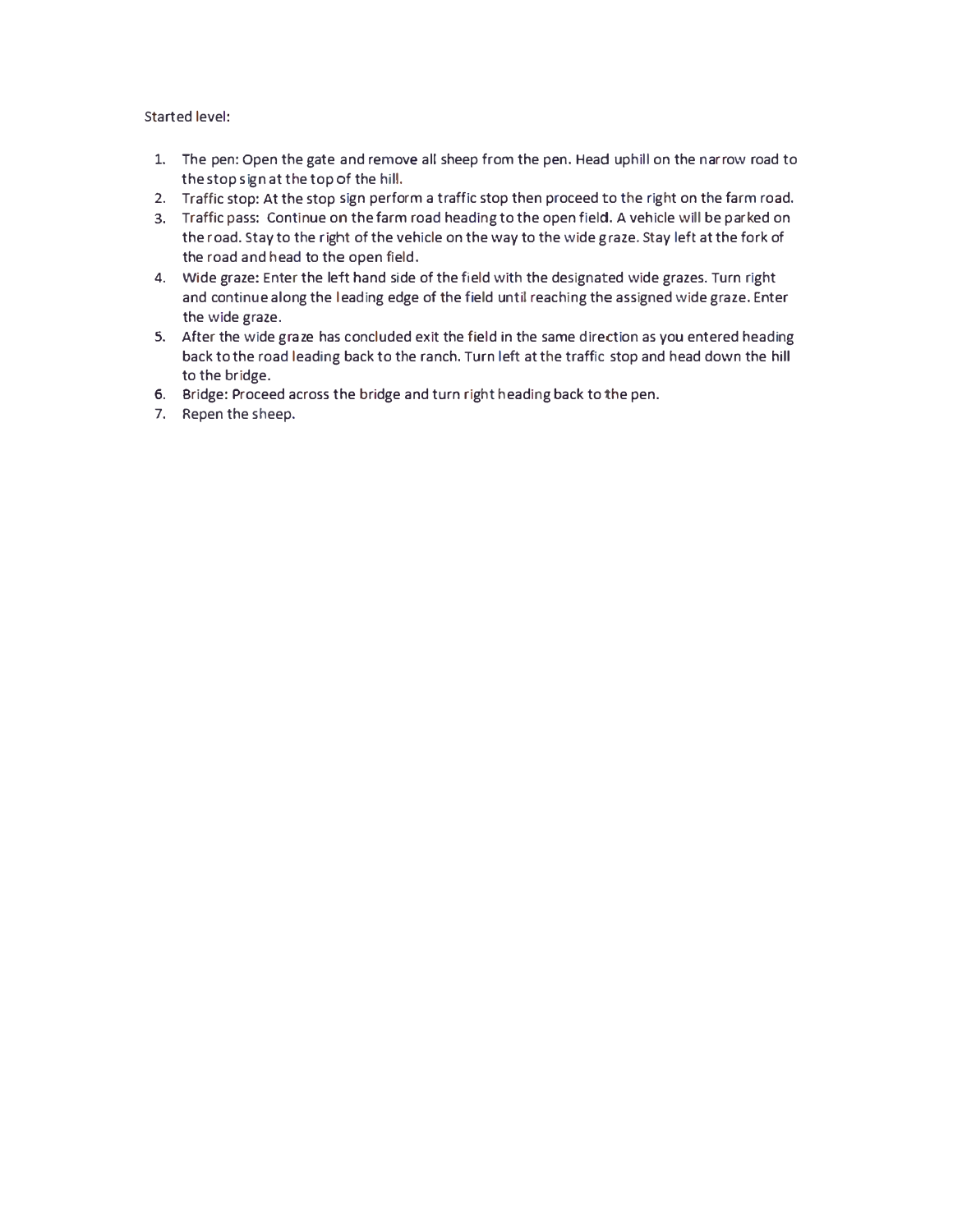Started level:

1. The pen: Open the gate and remove all sheep from the pen. Head uphill on the narrow road to the stop sign at the top of the hill.
2. Traffic stop: At the stop sign perform a traffic stop then proceed to the right on the farm road.
3. Traffic pass: Continue on the farm road heading to the open field. A vehicle will be parked on the road. Stay to the right of the vehicle on the way to the wide graze. Stay left at the fork of the road and head to the open field.
4. Wide graze: Enter the left hand side of the field with the designated wide grazes. Turn right and continue along the leading edge of the field until reaching the assigned wide graze. Enter the wide graze.
5. After the wide graze has concluded exit the field in the same direction as you entered heading back to the road leading back to the ranch. Turn left at the traffic stop and head down the hill to the bridge.
6. Bridge: Proceed across the bridge and turn right heading back to the pen.
7. Repen the sheep.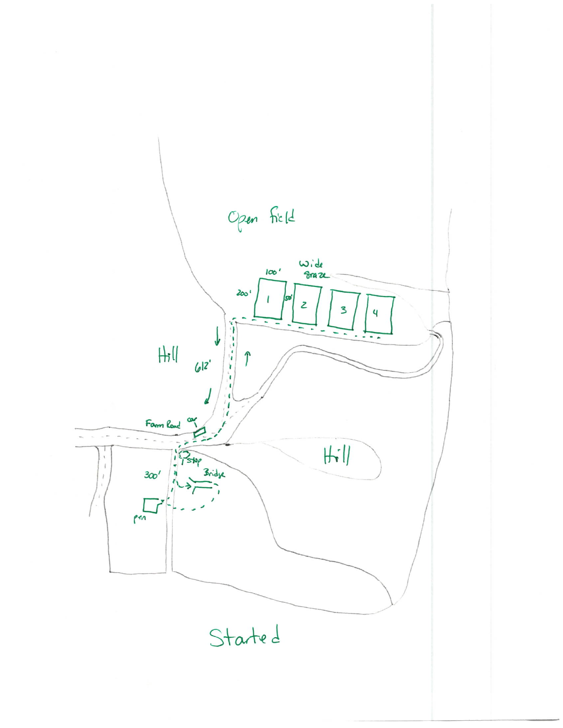Open field

Wide graze

100'

200'

50'

1

2

3

4

Hill

612'

Farm Road

car

Stop

Bridge

300'

pen

Hill

Started